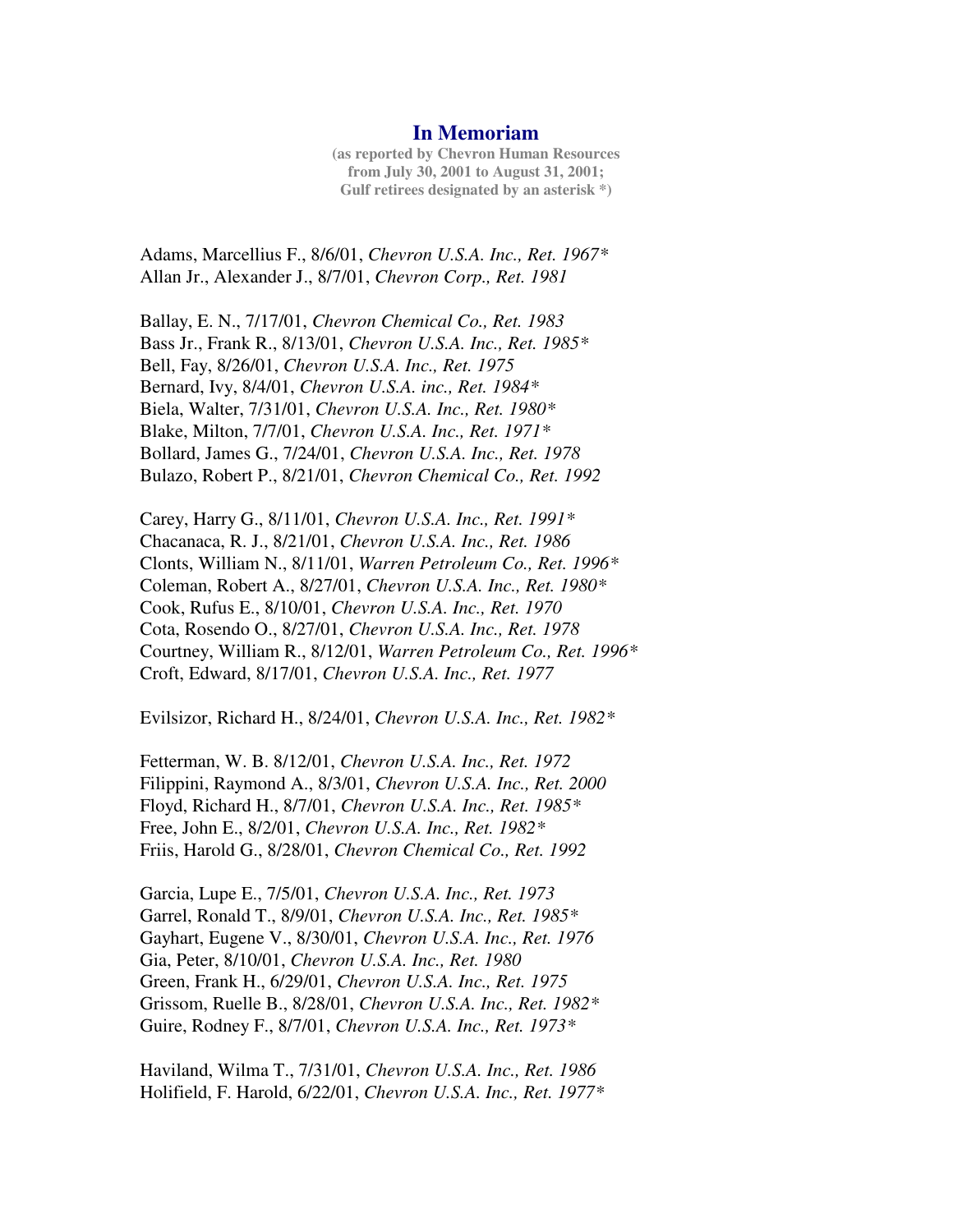# In Memoriam

**(as reported by Chevron Human Resources from July 30, 2001 to August 31, 2001; Gulf retirees designated by an asterisk *)**

Adams, Marcellius F., 8/6/01, *Chevron U.S.A. Inc., Ret. 1967**
Allan Jr., Alexander J., 8/7/01, *Chevron Corp., Ret. 1981*

Ballay, E. N., 7/17/01, *Chevron Chemical Co., Ret. 1983*
Bass Jr., Frank R., 8/13/01, *Chevron U.S.A. Inc., Ret. 1985**
Bell, Fay, 8/26/01, *Chevron U.S.A. Inc., Ret. 1975*
Bernard, Ivy, 8/4/01, *Chevron U.S.A. inc., Ret. 1984**
Biela, Walter, 7/31/01, *Chevron U.S.A. Inc., Ret. 1980**
Blake, Milton, 7/7/01, *Chevron U.S.A. Inc., Ret. 1971**
Bollard, James G., 7/24/01, *Chevron U.S.A. Inc., Ret. 1978*
Bulazo, Robert P., 8/21/01, *Chevron Chemical Co., Ret. 1992*

Carey, Harry G., 8/11/01, *Chevron U.S.A. Inc., Ret. 1991**
Chacanaca, R. J., 8/21/01, *Chevron U.S.A. Inc., Ret. 1986*
Clonts, William N., 8/11/01, *Warren Petroleum Co., Ret. 1996**
Coleman, Robert A., 8/27/01, *Chevron U.S.A. Inc., Ret. 1980**
Cook, Rufus E., 8/10/01, *Chevron U.S.A. Inc., Ret. 1970*
Cota, Rosendo O., 8/27/01, *Chevron U.S.A. Inc., Ret. 1978*
Courtney, William R., 8/12/01, *Warren Petroleum Co., Ret. 1996**
Croft, Edward, 8/17/01, *Chevron U.S.A. Inc., Ret. 1977*

Evilsizor, Richard H., 8/24/01, *Chevron U.S.A. Inc., Ret. 1982**

Fetterman, W. B. 8/12/01, *Chevron U.S.A. Inc., Ret. 1972*
Filippini, Raymond A., 8/3/01, *Chevron U.S.A. Inc., Ret. 2000*
Floyd, Richard H., 8/7/01, *Chevron U.S.A. Inc., Ret. 1985**
Free, John E., 8/2/01, *Chevron U.S.A. Inc., Ret. 1982**
Friis, Harold G., 8/28/01, *Chevron Chemical Co., Ret. 1992*

Garcia, Lupe E., 7/5/01, *Chevron U.S.A. Inc., Ret. 1973*
Garrel, Ronald T., 8/9/01, *Chevron U.S.A. Inc., Ret. 1985**
Gayhart, Eugene V., 8/30/01, *Chevron U.S.A. Inc., Ret. 1976*
Gia, Peter, 8/10/01, *Chevron U.S.A. Inc., Ret. 1980*
Green, Frank H., 6/29/01, *Chevron U.S.A. Inc., Ret. 1975*
Grissom, Ruelle B., 8/28/01, *Chevron U.S.A. Inc., Ret. 1982**
Guire, Rodney F., 8/7/01, *Chevron U.S.A. Inc., Ret. 1973**

Haviland, Wilma T., 7/31/01, *Chevron U.S.A. Inc., Ret. 1986*
Holifield, F. Harold, 6/22/01, *Chevron U.S.A. Inc., Ret. 1977**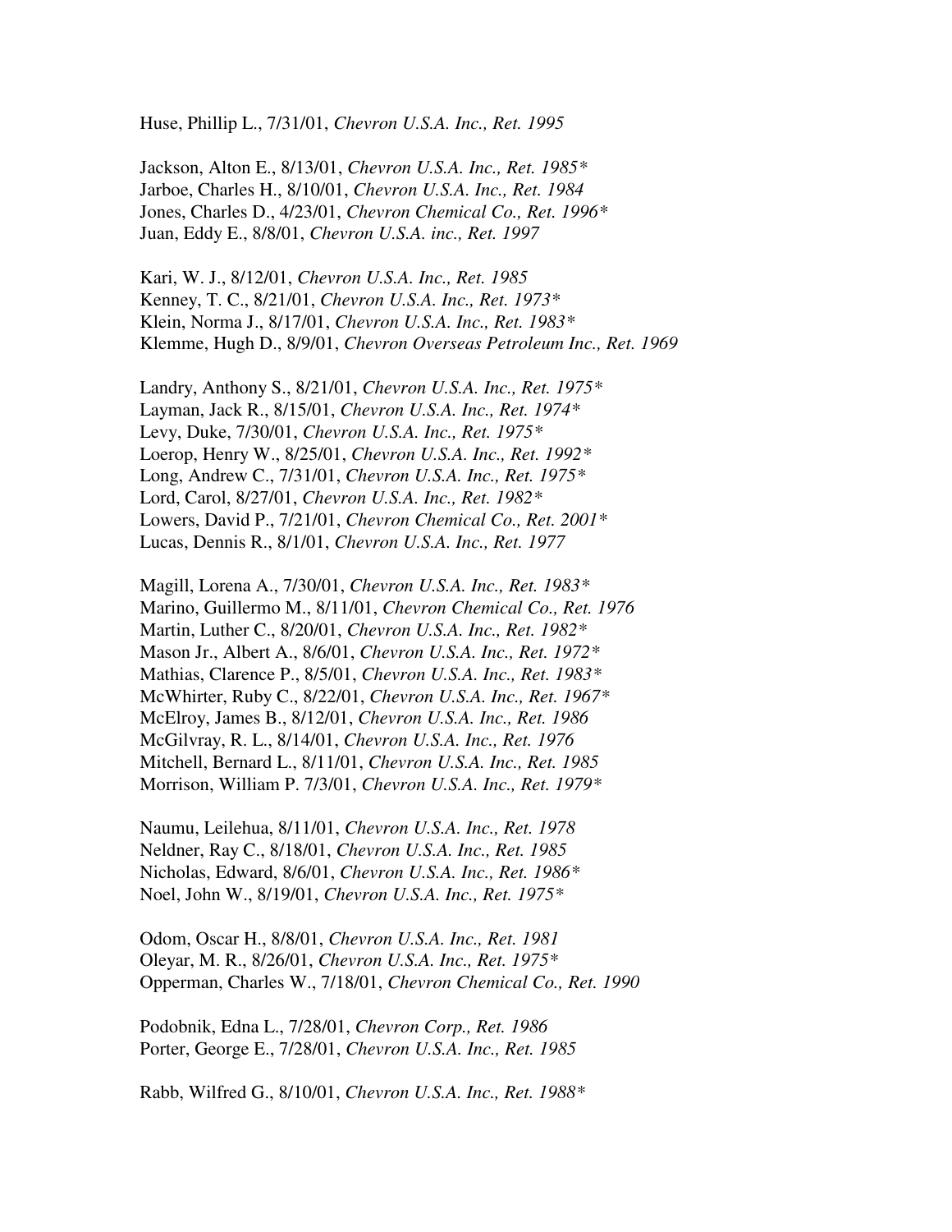Huse, Phillip L., 7/31/01, *Chevron U.S.A. Inc., Ret. 1995*

Jackson, Alton E., 8/13/01, *Chevron U.S.A. Inc., Ret. 1985**
Jarboe, Charles H., 8/10/01, *Chevron U.S.A. Inc., Ret. 1984*
Jones, Charles D., 4/23/01, *Chevron Chemical Co., Ret. 1996**
Juan, Eddy E., 8/8/01, *Chevron U.S.A. inc., Ret. 1997*

Kari, W. J., 8/12/01, *Chevron U.S.A. Inc., Ret. 1985*
Kenney, T. C., 8/21/01, *Chevron U.S.A. Inc., Ret. 1973**
Klein, Norma J., 8/17/01, *Chevron U.S.A. Inc., Ret. 1983**
Klemme, Hugh D., 8/9/01, *Chevron Overseas Petroleum Inc., Ret. 1969*

Landry, Anthony S., 8/21/01, *Chevron U.S.A. Inc., Ret. 1975**
Layman, Jack R., 8/15/01, *Chevron U.S.A. Inc., Ret. 1974**
Levy, Duke, 7/30/01, *Chevron U.S.A. Inc., Ret. 1975**
Loerop, Henry W., 8/25/01, *Chevron U.S.A. Inc., Ret. 1992**
Long, Andrew C., 7/31/01, *Chevron U.S.A. Inc., Ret. 1975**
Lord, Carol, 8/27/01, *Chevron U.S.A. Inc., Ret. 1982**
Lowers, David P., 7/21/01, *Chevron Chemical Co., Ret. 2001**
Lucas, Dennis R., 8/1/01, *Chevron U.S.A. Inc., Ret. 1977*

Magill, Lorena A., 7/30/01, *Chevron U.S.A. Inc., Ret. 1983**
Marino, Guillermo M., 8/11/01, *Chevron Chemical Co., Ret. 1976*
Martin, Luther C., 8/20/01, *Chevron U.S.A. Inc., Ret. 1982**
Mason Jr., Albert A., 8/6/01, *Chevron U.S.A. Inc., Ret. 1972**
Mathias, Clarence P., 8/5/01, *Chevron U.S.A. Inc., Ret. 1983**
McWhirter, Ruby C., 8/22/01, *Chevron U.S.A. Inc., Ret. 1967**
McElroy, James B., 8/12/01, *Chevron U.S.A. Inc., Ret. 1986*
McGilvray, R. L., 8/14/01, *Chevron U.S.A. Inc., Ret. 1976*
Mitchell, Bernard L., 8/11/01, *Chevron U.S.A. Inc., Ret. 1985*
Morrison, William P. 7/3/01, *Chevron U.S.A. Inc., Ret. 1979**

Naumu, Leilehua, 8/11/01, *Chevron U.S.A. Inc., Ret. 1978*
Neldner, Ray C., 8/18/01, *Chevron U.S.A. Inc., Ret. 1985*
Nicholas, Edward, 8/6/01, *Chevron U.S.A. Inc., Ret. 1986**
Noel, John W., 8/19/01, *Chevron U.S.A. Inc., Ret. 1975**

Odom, Oscar H., 8/8/01, *Chevron U.S.A. Inc., Ret. 1981*
Oleyar, M. R., 8/26/01, *Chevron U.S.A. Inc., Ret. 1975**
Opperman, Charles W., 7/18/01, *Chevron Chemical Co., Ret. 1990*

Podobnik, Edna L., 7/28/01, *Chevron Corp., Ret. 1986*
Porter, George E., 7/28/01, *Chevron U.S.A. Inc., Ret. 1985*

Rabb, Wilfred G., 8/10/01, *Chevron U.S.A. Inc., Ret. 1988**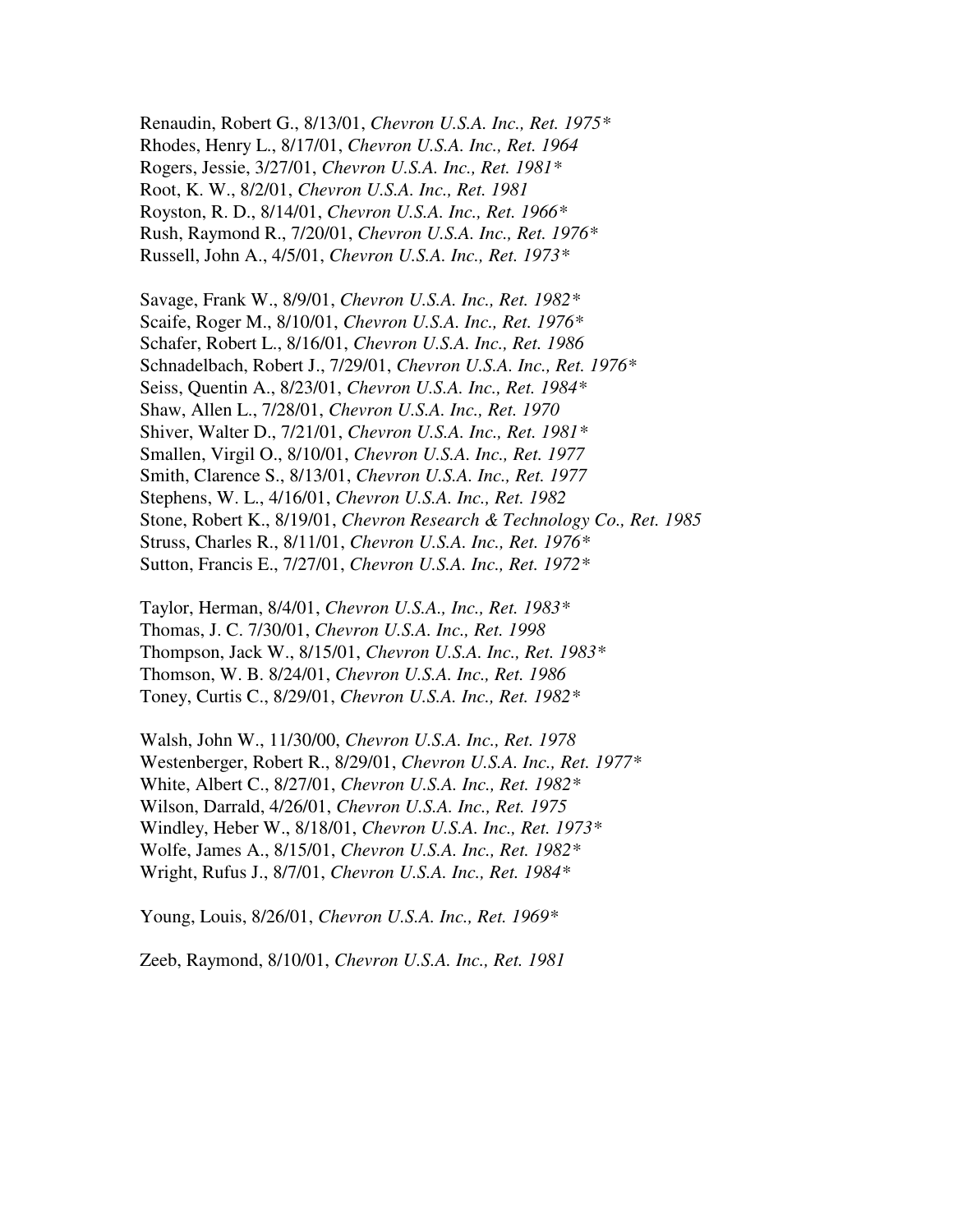Renaudin, Robert G., 8/13/01, *Chevron U.S.A. Inc., Ret. 1975**
Rhodes, Henry L., 8/17/01, *Chevron U.S.A. Inc., Ret. 1964*
Rogers, Jessie, 3/27/01, *Chevron U.S.A. Inc., Ret. 1981**
Root, K. W., 8/2/01, *Chevron U.S.A. Inc., Ret. 1981*
Royston, R. D., 8/14/01, *Chevron U.S.A. Inc., Ret. 1966**
Rush, Raymond R., 7/20/01, *Chevron U.S.A. Inc., Ret. 1976**
Russell, John A., 4/5/01, *Chevron U.S.A. Inc., Ret. 1973**

Savage, Frank W., 8/9/01, *Chevron U.S.A. Inc., Ret. 1982**
Scaife, Roger M., 8/10/01, *Chevron U.S.A. Inc., Ret. 1976**
Schafer, Robert L., 8/16/01, *Chevron U.S.A. Inc., Ret. 1986*
Schnadelbach, Robert J., 7/29/01, *Chevron U.S.A. Inc., Ret. 1976**
Seiss, Quentin A., 8/23/01, *Chevron U.S.A. Inc., Ret. 1984**
Shaw, Allen L., 7/28/01, *Chevron U.S.A. Inc., Ret. 1970*
Shiver, Walter D., 7/21/01, *Chevron U.S.A. Inc., Ret. 1981**
Smallen, Virgil O., 8/10/01, *Chevron U.S.A. Inc., Ret. 1977*
Smith, Clarence S., 8/13/01, *Chevron U.S.A. Inc., Ret. 1977*
Stephens, W. L., 4/16/01, *Chevron U.S.A. Inc., Ret. 1982*
Stone, Robert K., 8/19/01, *Chevron Research & Technology Co., Ret. 1985*
Struss, Charles R., 8/11/01, *Chevron U.S.A. Inc., Ret. 1976**
Sutton, Francis E., 7/27/01, *Chevron U.S.A. Inc., Ret. 1972**

Taylor, Herman, 8/4/01, *Chevron U.S.A., Inc., Ret. 1983**
Thomas, J. C. 7/30/01, *Chevron U.S.A. Inc., Ret. 1998*
Thompson, Jack W., 8/15/01, *Chevron U.S.A. Inc., Ret. 1983**
Thomson, W. B. 8/24/01, *Chevron U.S.A. Inc., Ret. 1986*
Toney, Curtis C., 8/29/01, *Chevron U.S.A. Inc., Ret. 1982**

Walsh, John W., 11/30/00, *Chevron U.S.A. Inc., Ret. 1978*
Westenberger, Robert R., 8/29/01, *Chevron U.S.A. Inc., Ret. 1977**
White, Albert C., 8/27/01, *Chevron U.S.A. Inc., Ret. 1982**
Wilson, Darrald, 4/26/01, *Chevron U.S.A. Inc., Ret. 1975*
Windley, Heber W., 8/18/01, *Chevron U.S.A. Inc., Ret. 1973**
Wolfe, James A., 8/15/01, *Chevron U.S.A. Inc., Ret. 1982**
Wright, Rufus J., 8/7/01, *Chevron U.S.A. Inc., Ret. 1984**

Young, Louis, 8/26/01, *Chevron U.S.A. Inc., Ret. 1969**

Zeeb, Raymond, 8/10/01, *Chevron U.S.A. Inc., Ret. 1981*